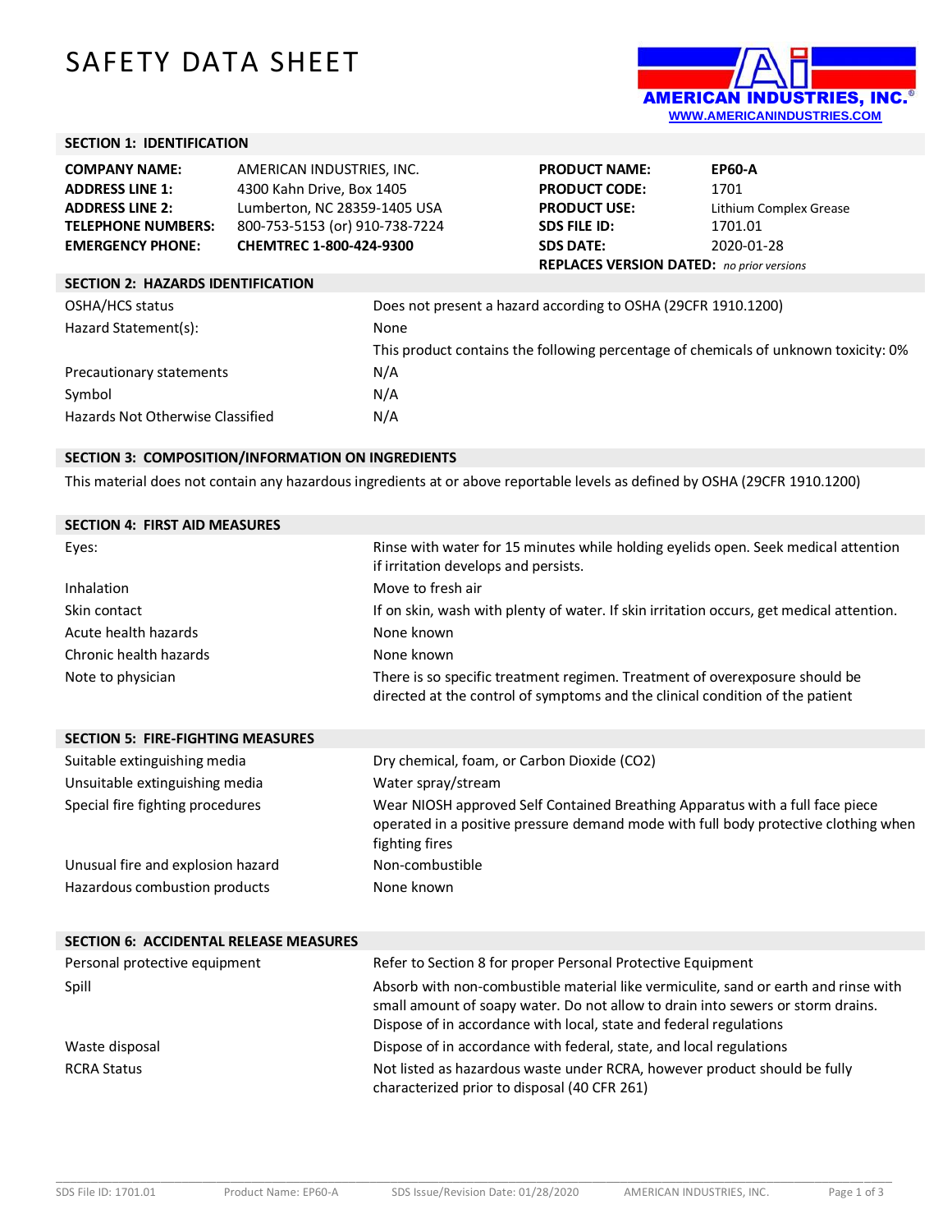# SAFETY DATA SHEET

AMERICAN INDUSTRIES, INC.®
WWW.AMERICANINDUSTRIES.COM

## SECTION 1: IDENTIFICATION

| | | | |
|---|---|---|---|
| **COMPANY NAME:** | AMERICAN INDUSTRIES, INC. | **PRODUCT NAME:** | **EP60-A** |
| **ADDRESS LINE 1:** | 4300 Kahn Drive, Box 1405 | **PRODUCT CODE:** | 1701 |
| **ADDRESS LINE 2:** | Lumberton, NC 28359-1405 USA | **PRODUCT USE:** | Lithium Complex Grease |
| **TELEPHONE NUMBERS:** | 800-753-5153 (or) 910-738-7224 | **SDS FILE ID:** | 1701.01 |
| **EMERGENCY PHONE:** | **CHEMTREC 1-800-424-9300** | **SDS DATE:** | 2020-01-28 |
| | | **REPLACES VERSION DATED:** | *no prior versions* |

## SECTION 2: HAZARDS IDENTIFICATION

| | |
|---|---|
| OSHA/HCS status | Does not present a hazard according to OSHA (29CFR 1910.1200) |
| Hazard Statement(s): | None |
| | This product contains the following percentage of chemicals of unknown toxicity: 0% |
| Precautionary statements | N/A |
| Symbol | N/A |
| Hazards Not Otherwise Classified | N/A |

## SECTION 3: COMPOSITION/INFORMATION ON INGREDIENTS

This material does not contain any hazardous ingredients at or above reportable levels as defined by OSHA (29CFR 1910.1200)

## SECTION 4: FIRST AID MEASURES

| | |
|---|---|
| Eyes: | Rinse with water for 15 minutes while holding eyelids open. Seek medical attention if irritation develops and persists. |
| Inhalation | Move to fresh air |
| Skin contact | If on skin, wash with plenty of water. If skin irritation occurs, get medical attention. |
| Acute health hazards | None known |
| Chronic health hazards | None known |
| Note to physician | There is so specific treatment regimen. Treatment of overexposure should be directed at the control of symptoms and the clinical condition of the patient |

## SECTION 5: FIRE-FIGHTING MEASURES

| | |
|---|---|
| Suitable extinguishing media | Dry chemical, foam, or Carbon Dioxide ($CO_2$) |
| Unsuitable extinguishing media | Water spray/stream |
| Special fire fighting procedures | Wear NIOSH approved Self Contained Breathing Apparatus with a full face piece operated in a positive pressure demand mode with full body protective clothing when fighting fires |
| Unusual fire and explosion hazard | Non-combustible |
| Hazardous combustion products | None known |

## SECTION 6: ACCIDENTAL RELEASE MEASURES

| | |
|---|---|
| Personal protective equipment | Refer to Section 8 for proper Personal Protective Equipment |
| Spill | Absorb with non-combustible material like vermiculite, sand or earth and rinse with small amount of soapy water. Do not allow to drain into sewers or storm drains. Dispose of in accordance with local, state and federal regulations |
| Waste disposal | Dispose of in accordance with federal, state, and local regulations |
| RCRA Status | Not listed as hazardous waste under RCRA, however product should be fully characterized prior to disposal (40 CFR 261) |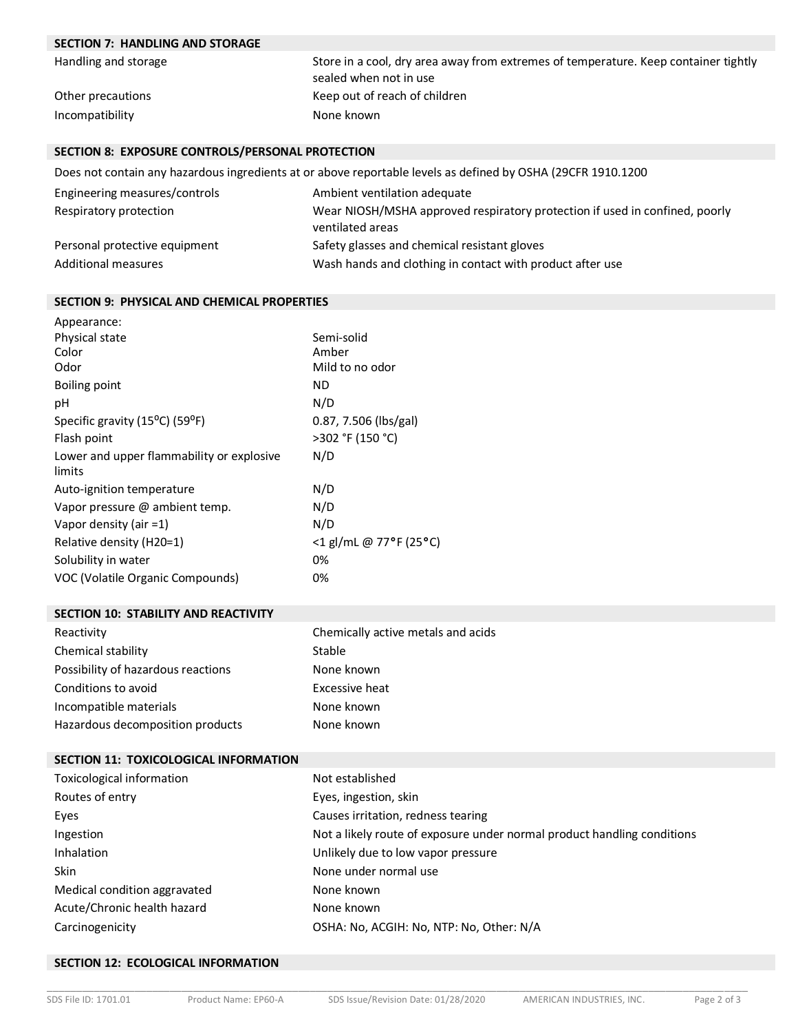## SECTION 7: HANDLING AND STORAGE

| | |
|---|---|
| Handling and storage | Store in a cool, dry area away from extremes of temperature. Keep container tightly sealed when not in use |
| Other precautions | Keep out of reach of children |
| Incompatibility | None known |

## SECTION 8: EXPOSURE CONTROLS/PERSONAL PROTECTION

Does not contain any hazardous ingredients at or above reportable levels as defined by OSHA (29CFR 1910.1200

| | |
|---|---|
| Engineering measures/controls | Ambient ventilation adequate |
| Respiratory protection | Wear NIOSH/MSHA approved respiratory protection if used in confined, poorly ventilated areas |
| Personal protective equipment | Safety glasses and chemical resistant gloves |
| Additional measures | Wash hands and clothing in contact with product after use |

## SECTION 9: PHYSICAL AND CHEMICAL PROPERTIES

| | |
|---|---|
| Appearance: | |
| Physical state | Semi-solid |
| Color | Amber |
| Odor | Mild to no odor |
| Boiling point | ND |
| pH | N/D |
| Specific gravity (15ºC) (59ºF) | 0.87, 7.506 (lbs/gal) |
| Flash point | >302 °F (150 °C) |
| Lower and upper flammability or explosive limits | N/D |
| Auto-ignition temperature | N/D |
| Vapor pressure @ ambient temp. | N/D |
| Vapor density (air =1) | N/D |
| Relative density (H20=1) | <1 gl/mL @ 77°F (25°C) |
| Solubility in water | 0% |
| VOC (Volatile Organic Compounds) | 0% |

## SECTION 10: STABILITY AND REACTIVITY

| | |
|---|---|
| Reactivity | Chemically active metals and acids |
| Chemical stability | Stable |
| Possibility of hazardous reactions | None known |
| Conditions to avoid | Excessive heat |
| Incompatible materials | None known |
| Hazardous decomposition products | None known |

## SECTION 11: TOXICOLOGICAL INFORMATION

| | |
|---|---|
| Toxicological information | Not established |
| Routes of entry | Eyes, ingestion, skin |
| Eyes | Causes irritation, redness tearing |
| Ingestion | Not a likely route of exposure under normal product handling conditions |
| Inhalation | Unlikely due to low vapor pressure |
| Skin | None under normal use |
| Medical condition aggravated | None known |
| Acute/Chronic health hazard | None known |
| Carcinogenicity | OSHA: No, ACGIH: No, NTP: No, Other: N/A |

## SECTION 12: ECOLOGICAL INFORMATION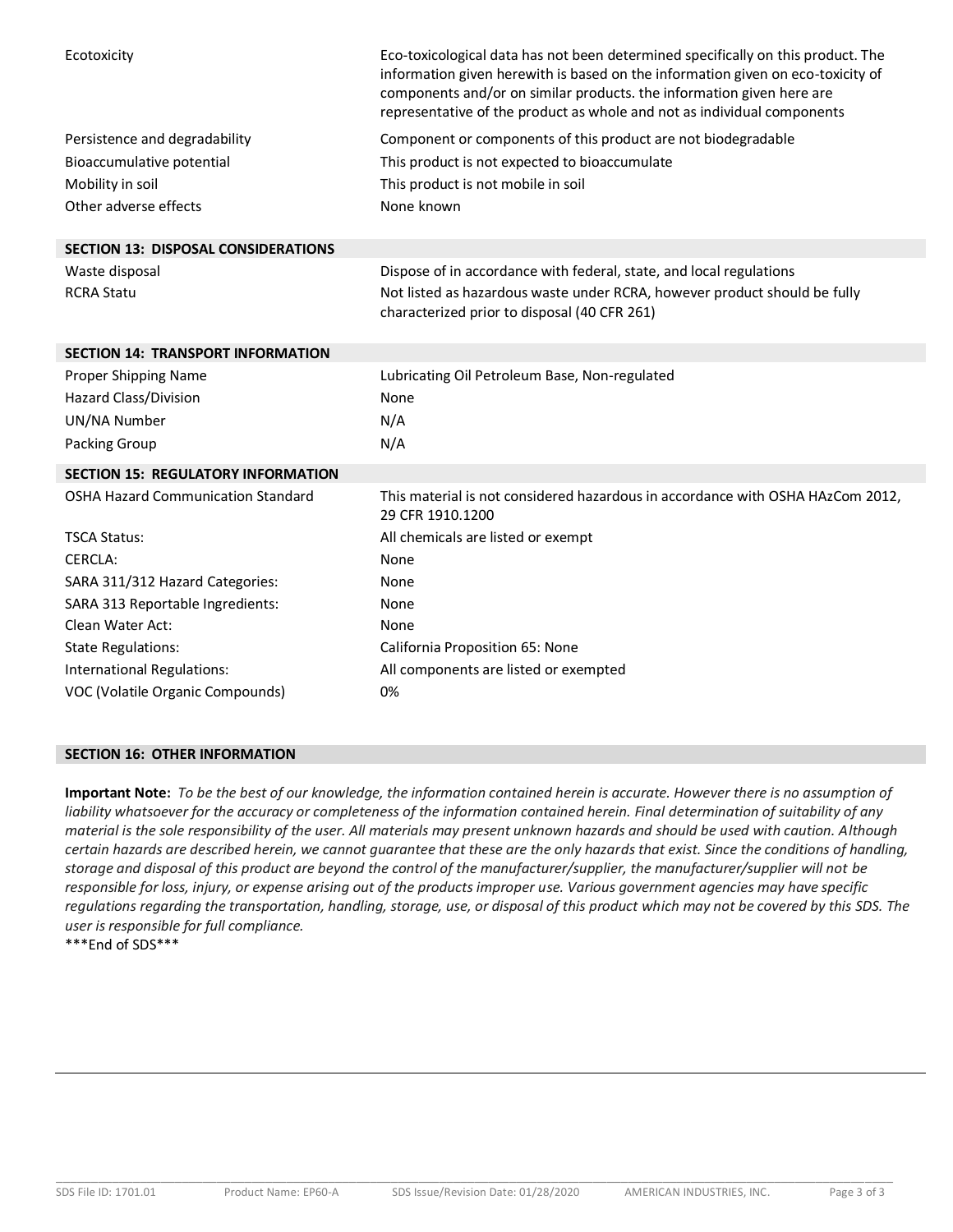| | |
|---|---|
| Ecotoxicity | Eco-toxicological data has not been determined specifically on this product. The information given herewith is based on the information given on eco-toxicity of components and/or on similar products. the information given here are representative of the product as whole and not as individual components |
| Persistence and degradability | Component or components of this product are not biodegradable |
| Bioaccumulative potential | This product is not expected to bioaccumulate |
| Mobility in soil | This product is not mobile in soil |
| Other adverse effects | None known |

## SECTION 13: DISPOSAL CONSIDERATIONS

| | |
|---|---|
| Waste disposal | Dispose of in accordance with federal, state, and local regulations |
| RCRA Statu | Not listed as hazardous waste under RCRA, however product should be fully characterized prior to disposal (40 CFR 261) |

## SECTION 14: TRANSPORT INFORMATION

| | |
|---|---|
| Proper Shipping Name | Lubricating Oil Petroleum Base, Non-regulated |
| Hazard Class/Division | None |
| UN/NA Number | N/A |
| Packing Group | N/A |

## SECTION 15: REGULATORY INFORMATION

| | |
|---|---|
| OSHA Hazard Communication Standard | This material is not considered hazardous in accordance with OSHA HAzCom 2012, 29 CFR 1910.1200 |
| TSCA Status: | All chemicals are listed or exempt |
| CERCLA: | None |
| SARA 311/312 Hazard Categories: | None |
| SARA 313 Reportable Ingredients: | None |
| Clean Water Act: | None |
| State Regulations: | California Proposition 65: None |
| International Regulations: | All components are listed or exempted |
| VOC (Volatile Organic Compounds) | 0% |

## SECTION 16: OTHER INFORMATION

**Important Note:** *To be the best of our knowledge, the information contained herein is accurate. However there is no assumption of liability whatsoever for the accuracy or completeness of the information contained herein. Final determination of suitability of any material is the sole responsibility of the user. All materials may present unknown hazards and should be used with caution. Although certain hazards are described herein, we cannot guarantee that these are the only hazards that exist. Since the conditions of handling, storage and disposal of this product are beyond the control of the manufacturer/supplier, the manufacturer/supplier will not be responsible for loss, injury, or expense arising out of the products improper use. Various government agencies may have specific regulations regarding the transportation, handling, storage, use, or disposal of this product which may not be covered by this SDS. The user is responsible for full compliance.*

***End of SDS***